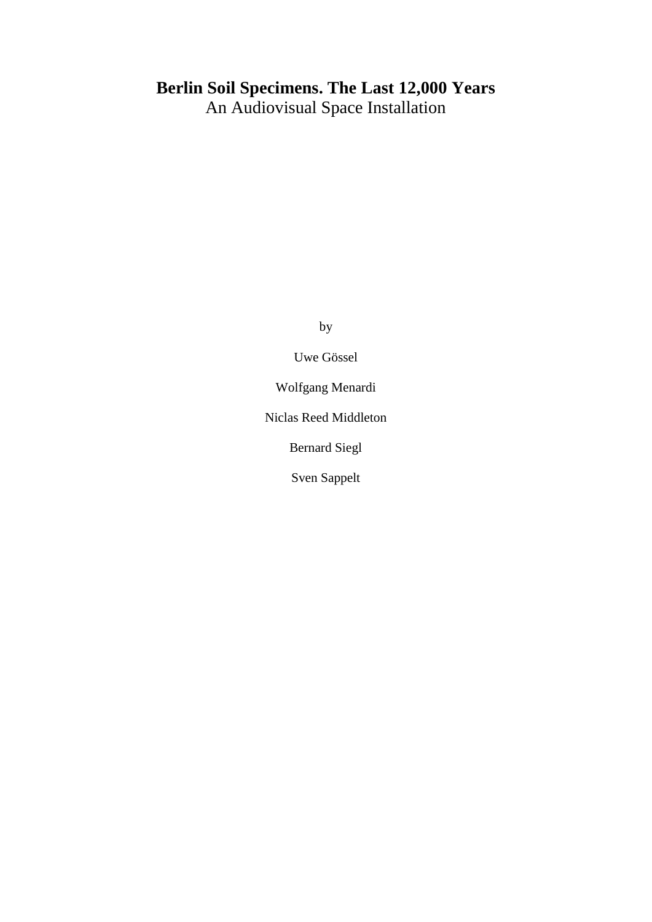# Berlin Soil Specimens. The Last 12,000 Years

An Audiovisual Space Installation

by

Uwe Gössel

Wolfgang Menardi

Niclas Reed Middleton

Bernard Siegl

Sven Sappelt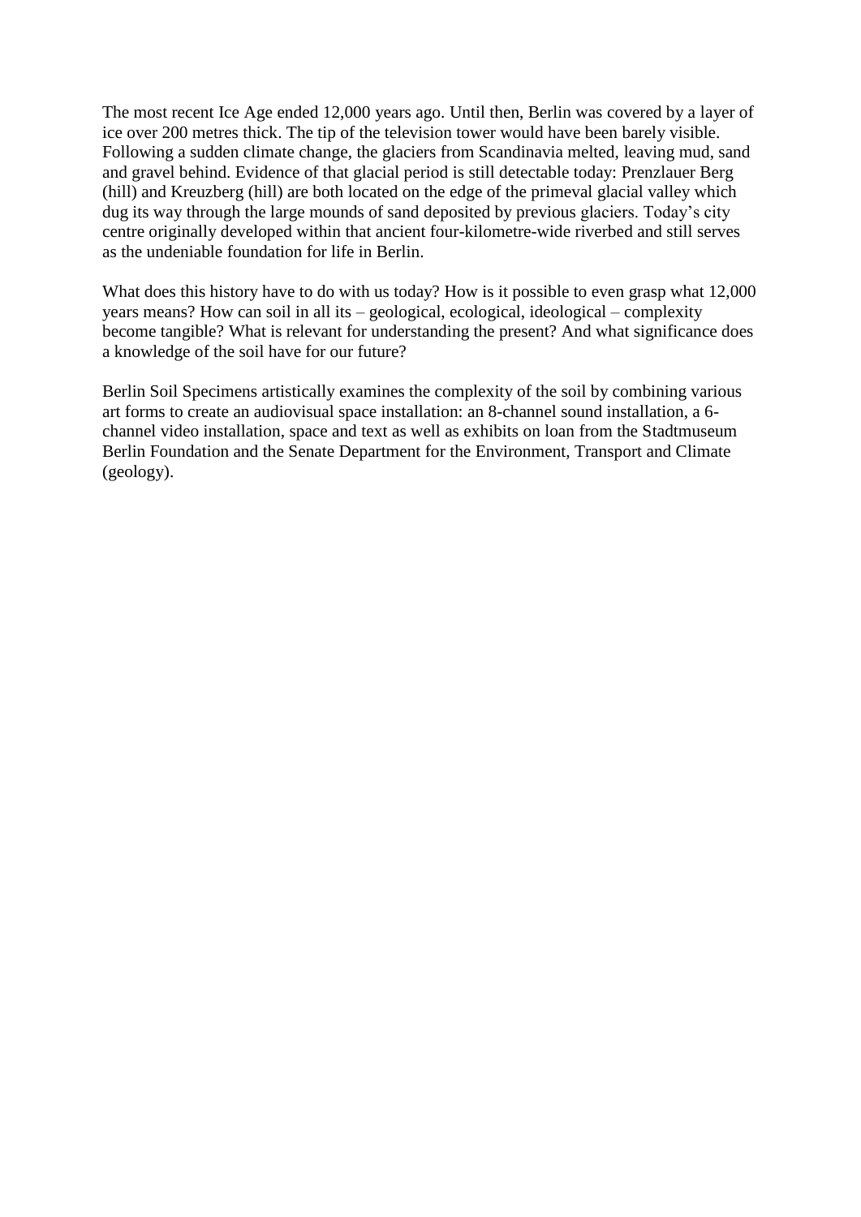The most recent Ice Age ended 12,000 years ago. Until then, Berlin was covered by a layer of ice over 200 metres thick. The tip of the television tower would have been barely visible. Following a sudden climate change, the glaciers from Scandinavia melted, leaving mud, sand and gravel behind. Evidence of that glacial period is still detectable today: Prenzlauer Berg (hill) and Kreuzberg (hill) are both located on the edge of the primeval glacial valley which dug its way through the large mounds of sand deposited by previous glaciers. Today's city centre originally developed within that ancient four-kilometre-wide riverbed and still serves as the undeniable foundation for life in Berlin.

What does this history have to do with us today? How is it possible to even grasp what 12,000 years means? How can soil in all its – geological, ecological, ideological – complexity become tangible? What is relevant for understanding the present? And what significance does a knowledge of the soil have for our future?

Berlin Soil Specimens artistically examines the complexity of the soil by combining various art forms to create an audiovisual space installation: an 8-channel sound installation, a 6-channel video installation, space and text as well as exhibits on loan from the Stadtmuseum Berlin Foundation and the Senate Department for the Environment, Transport and Climate (geology).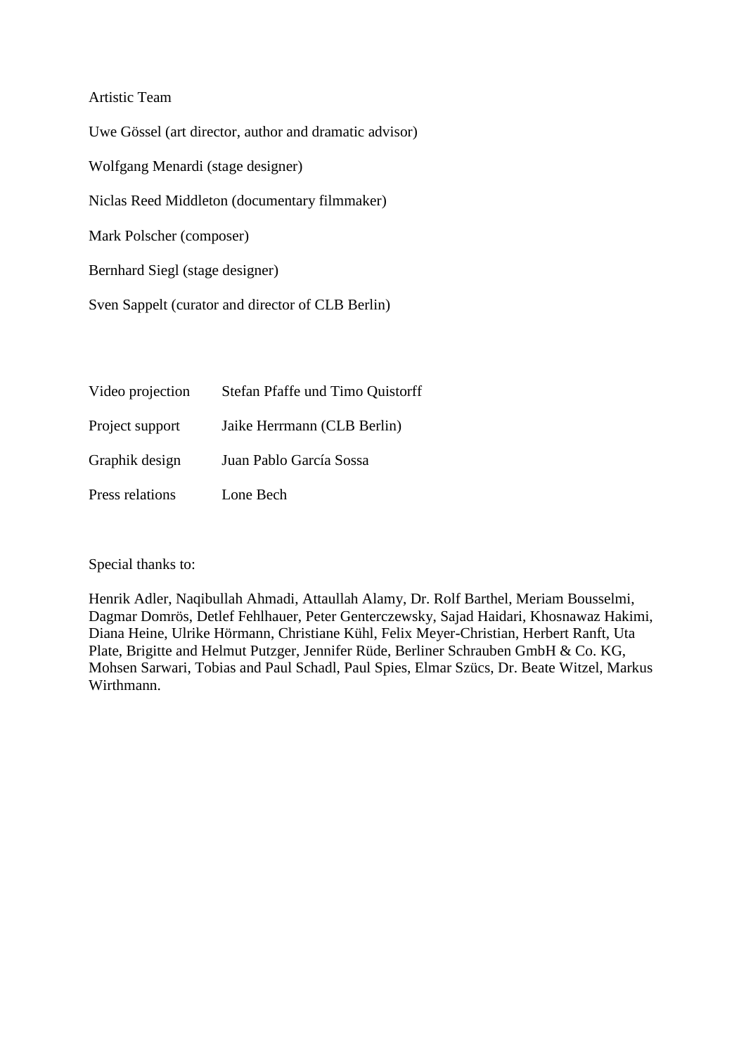Artistic Team

Uwe Gössel (art director, author and dramatic advisor)

Wolfgang Menardi (stage designer)

Niclas Reed Middleton (documentary filmmaker)

Mark Polscher (composer)

Bernhard Siegl (stage designer)

Sven Sappelt (curator and director of CLB Berlin)

| | |
|---|---|
| Video projection | Stefan Pfaffe und Timo Quistorff |
| Project support | Jaike Herrmann (CLB Berlin) |
| Graphik design | Juan Pablo García Sossa |
| Press relations | Lone Bech |

Special thanks to:

Henrik Adler, Naqibullah Ahmadi, Attaullah Alamy, Dr. Rolf Barthel, Meriam Bousselmi, Dagmar Domrös, Detlef Fehlhauer, Peter Genterczewsky, Sajad Haidari, Khosnawaz Hakimi, Diana Heine, Ulrike Hörmann, Christiane Kühl, Felix Meyer-Christian, Herbert Ranft, Uta Plate, Brigitte and Helmut Putzger, Jennifer Rüde, Berliner Schrauben GmbH & Co. KG, Mohsen Sarwari, Tobias and Paul Schadl, Paul Spies, Elmar Szücs, Dr. Beate Witzel, Markus Wirthmann.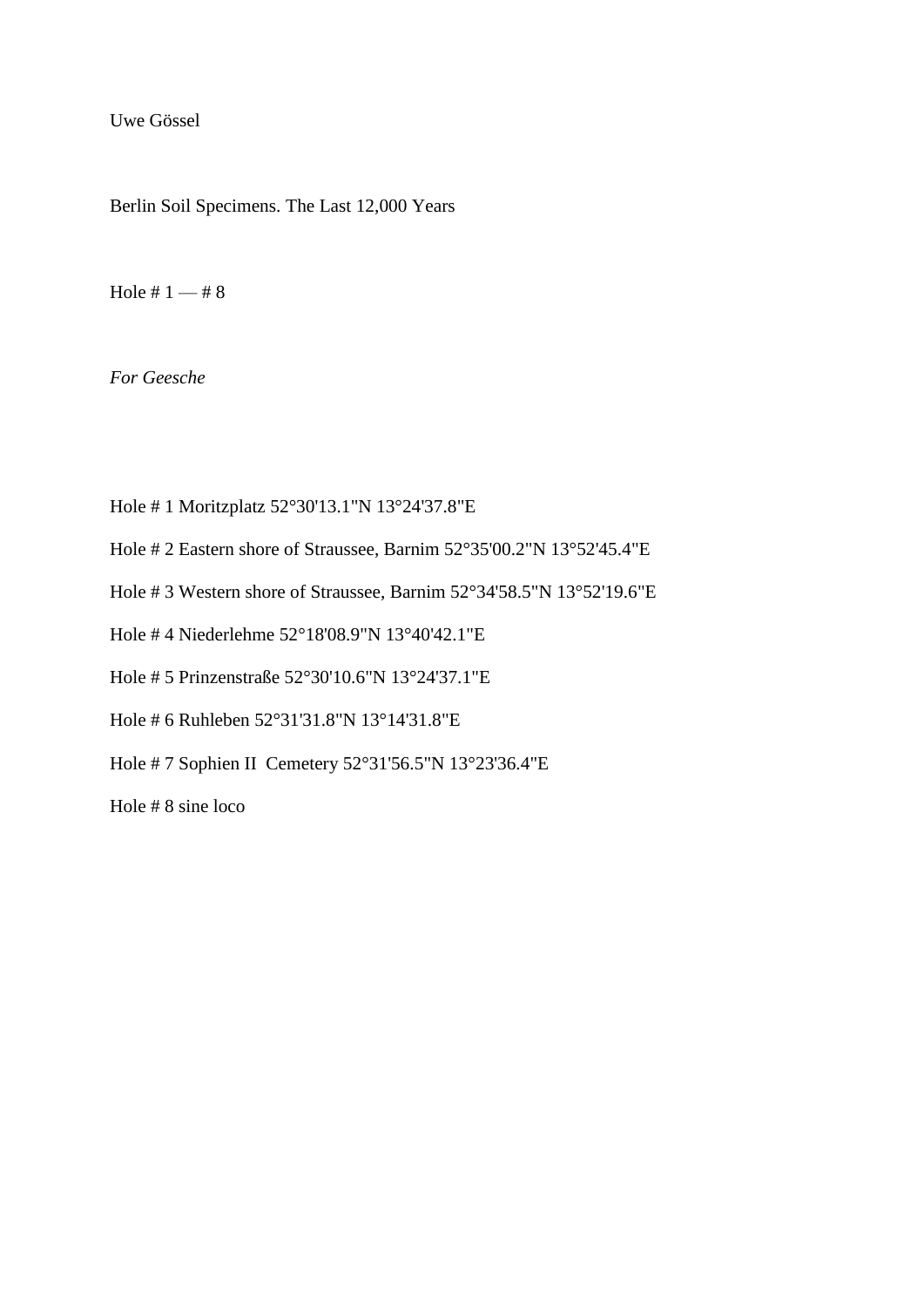Uwe Gössel

Berlin Soil Specimens. The Last 12,000 Years

Hole # 1 — # 8

*For Geesche*

Hole # 1 Moritzplatz 52°30'13.1"N 13°24'37.8"E

Hole # 2 Eastern shore of Straussee, Barnim 52°35'00.2"N 13°52'45.4"E

Hole # 3 Western shore of Straussee, Barnim 52°34'58.5"N 13°52'19.6"E

Hole # 4 Niederlehme 52°18'08.9"N 13°40'42.1"E

Hole # 5 Prinzenstraße 52°30'10.6"N 13°24'37.1"E

Hole # 6 Ruhleben 52°31'31.8"N 13°14'31.8"E

Hole # 7 Sophien II Cemetery 52°31'56.5"N 13°23'36.4"E

Hole # 8 sine loco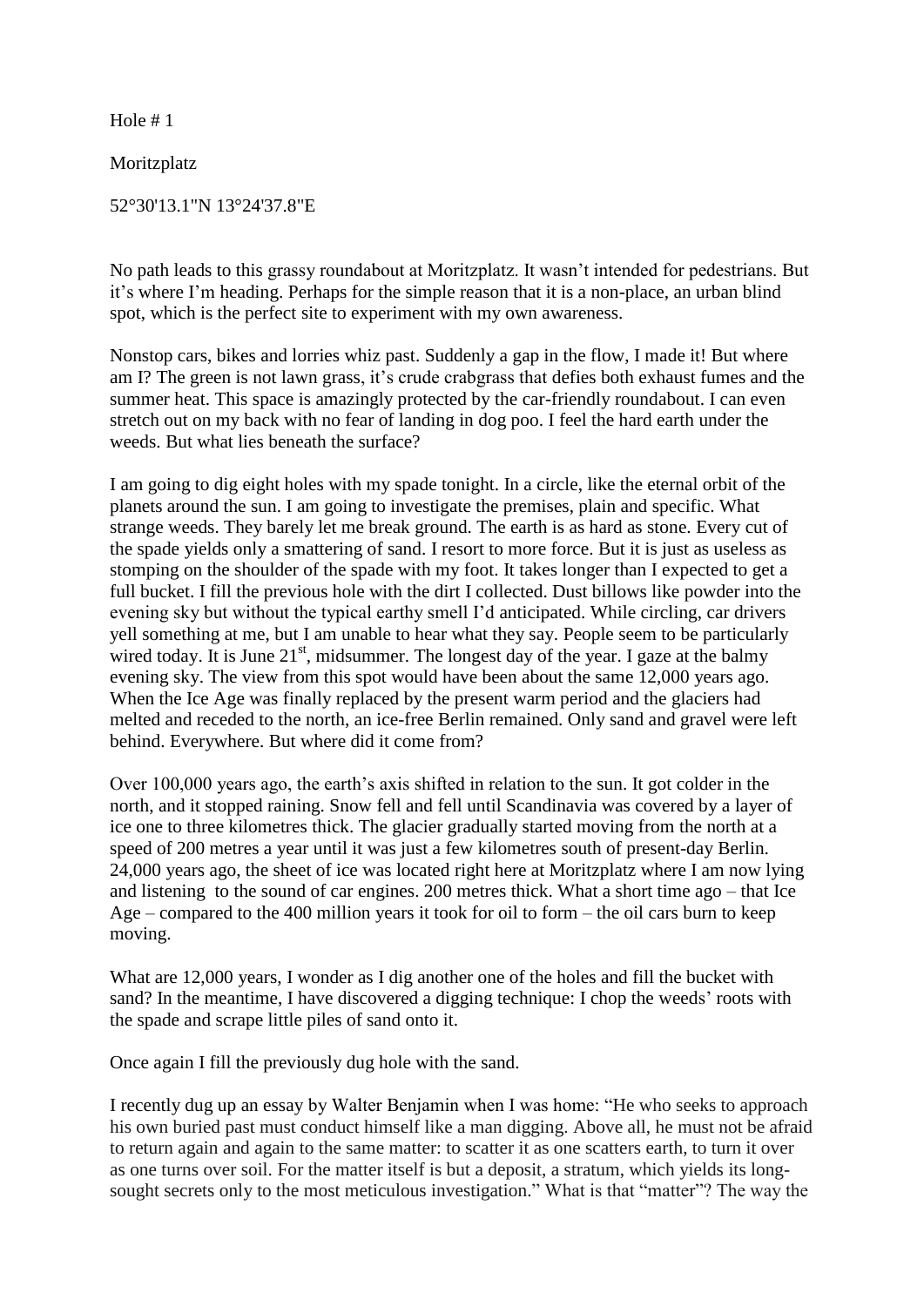Hole # 1

Moritzplatz

52°30'13.1"N 13°24'37.8"E

No path leads to this grassy roundabout at Moritzplatz. It wasn't intended for pedestrians. But it's where I'm heading. Perhaps for the simple reason that it is a non-place, an urban blind spot, which is the perfect site to experiment with my own awareness.

Nonstop cars, bikes and lorries whiz past. Suddenly a gap in the flow, I made it! But where am I? The green is not lawn grass, it's crude crabgrass that defies both exhaust fumes and the summer heat. This space is amazingly protected by the car-friendly roundabout. I can even stretch out on my back with no fear of landing in dog poo. I feel the hard earth under the weeds. But what lies beneath the surface?

I am going to dig eight holes with my spade tonight. In a circle, like the eternal orbit of the planets around the sun. I am going to investigate the premises, plain and specific. What strange weeds. They barely let me break ground. The earth is as hard as stone. Every cut of the spade yields only a smattering of sand. I resort to more force. But it is just as useless as stomping on the shoulder of the spade with my foot. It takes longer than I expected to get a full bucket. I fill the previous hole with the dirt I collected. Dust billows like powder into the evening sky but without the typical earthy smell I'd anticipated. While circling, car drivers yell something at me, but I am unable to hear what they say. People seem to be particularly wired today. It is June 21st, midsummer. The longest day of the year. I gaze at the balmy evening sky. The view from this spot would have been about the same 12,000 years ago. When the Ice Age was finally replaced by the present warm period and the glaciers had melted and receded to the north, an ice-free Berlin remained. Only sand and gravel were left behind. Everywhere. But where did it come from?

Over 100,000 years ago, the earth's axis shifted in relation to the sun. It got colder in the north, and it stopped raining. Snow fell and fell until Scandinavia was covered by a layer of ice one to three kilometres thick. The glacier gradually started moving from the north at a speed of 200 metres a year until it was just a few kilometres south of present-day Berlin. 24,000 years ago, the sheet of ice was located right here at Moritzplatz where I am now lying and listening to the sound of car engines. 200 metres thick. What a short time ago – that Ice Age – compared to the 400 million years it took for oil to form – the oil cars burn to keep moving.

What are 12,000 years, I wonder as I dig another one of the holes and fill the bucket with sand? In the meantime, I have discovered a digging technique: I chop the weeds' roots with the spade and scrape little piles of sand onto it.

Once again I fill the previously dug hole with the sand.

I recently dug up an essay by Walter Benjamin when I was home: "He who seeks to approach his own buried past must conduct himself like a man digging. Above all, he must not be afraid to return again and again to the same matter: to scatter it as one scatters earth, to turn it over as one turns over soil. For the matter itself is but a deposit, a stratum, which yields its long-sought secrets only to the most meticulous investigation." What is that "matter"? The way the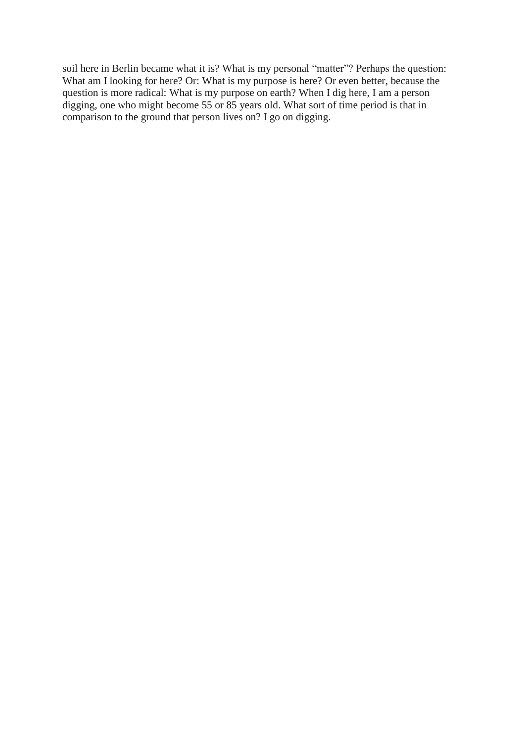soil here in Berlin became what it is? What is my personal “matter”? Perhaps the question: What am I looking for here? Or: What is my purpose is here? Or even better, because the question is more radical: What is my purpose on earth? When I dig here, I am a person digging, one who might become 55 or 85 years old. What sort of time period is that in comparison to the ground that person lives on? I go on digging.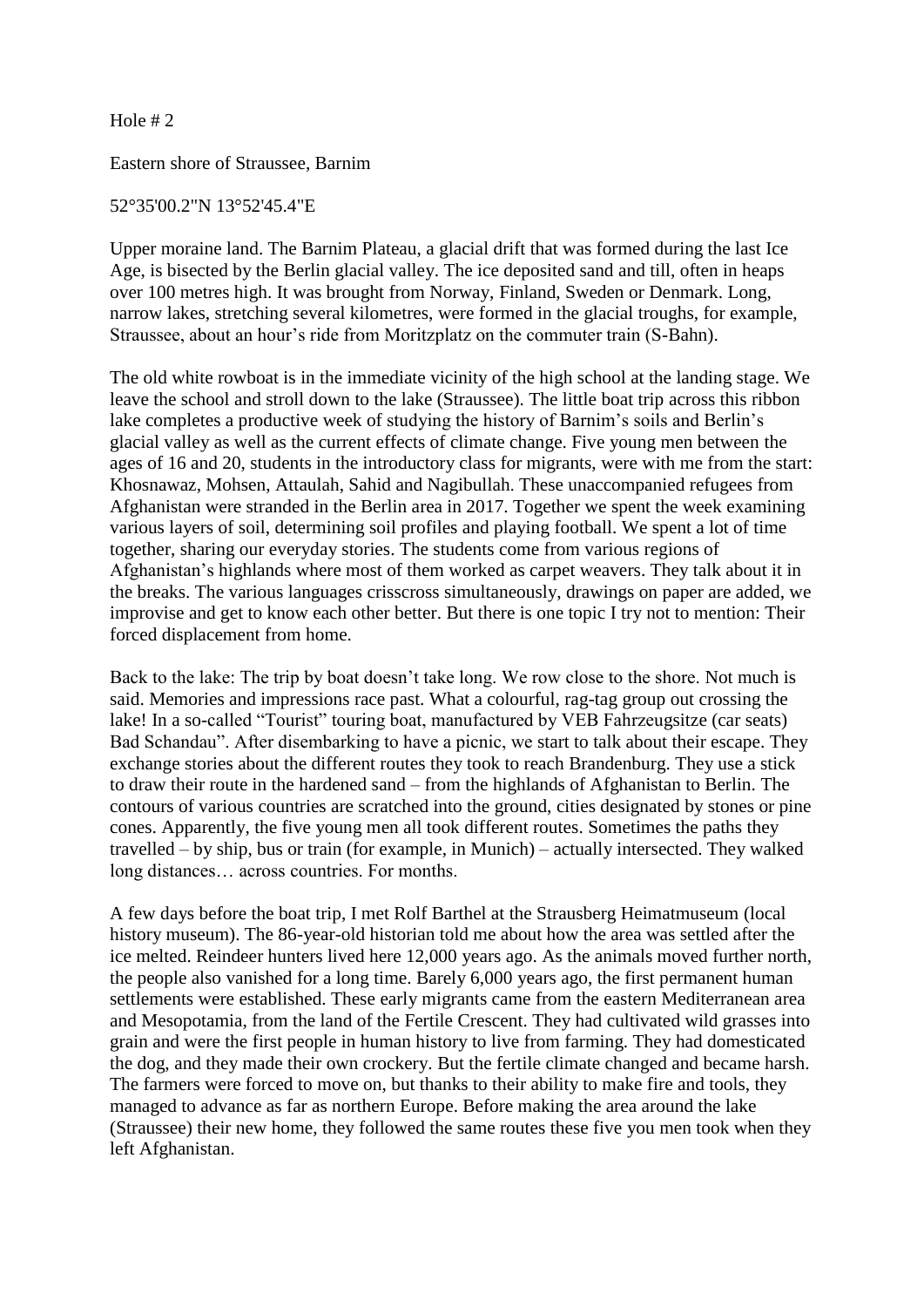Hole # 2

Eastern shore of Straussee, Barnim

52°35'00.2"N 13°52'45.4"E

Upper moraine land. The Barnim Plateau, a glacial drift that was formed during the last Ice Age, is bisected by the Berlin glacial valley. The ice deposited sand and till, often in heaps over 100 metres high. It was brought from Norway, Finland, Sweden or Denmark. Long, narrow lakes, stretching several kilometres, were formed in the glacial troughs, for example, Straussee, about an hour's ride from Moritzplatz on the commuter train (S-Bahn).

The old white rowboat is in the immediate vicinity of the high school at the landing stage. We leave the school and stroll down to the lake (Straussee). The little boat trip across this ribbon lake completes a productive week of studying the history of Barnim's soils and Berlin's glacial valley as well as the current effects of climate change. Five young men between the ages of 16 and 20, students in the introductory class for migrants, were with me from the start: Khosnawaz, Mohsen, Attaulah, Sahid and Nagibullah. These unaccompanied refugees from Afghanistan were stranded in the Berlin area in 2017. Together we spent the week examining various layers of soil, determining soil profiles and playing football. We spent a lot of time together, sharing our everyday stories. The students come from various regions of Afghanistan's highlands where most of them worked as carpet weavers. They talk about it in the breaks. The various languages crisscross simultaneously, drawings on paper are added, we improvise and get to know each other better. But there is one topic I try not to mention: Their forced displacement from home.

Back to the lake: The trip by boat doesn't take long. We row close to the shore. Not much is said. Memories and impressions race past. What a colourful, rag-tag group out crossing the lake! In a so-called "Tourist" touring boat, manufactured by VEB Fahrzeugsitze (car seats) Bad Schandau". After disembarking to have a picnic, we start to talk about their escape. They exchange stories about the different routes they took to reach Brandenburg. They use a stick to draw their route in the hardened sand – from the highlands of Afghanistan to Berlin. The contours of various countries are scratched into the ground, cities designated by stones or pine cones. Apparently, the five young men all took different routes. Sometimes the paths they travelled – by ship, bus or train (for example, in Munich) – actually intersected. They walked long distances… across countries. For months.

A few days before the boat trip, I met Rolf Barthel at the Strausberg Heimatmuseum (local history museum). The 86-year-old historian told me about how the area was settled after the ice melted. Reindeer hunters lived here 12,000 years ago. As the animals moved further north, the people also vanished for a long time. Barely 6,000 years ago, the first permanent human settlements were established. These early migrants came from the eastern Mediterranean area and Mesopotamia, from the land of the Fertile Crescent. They had cultivated wild grasses into grain and were the first people in human history to live from farming. They had domesticated the dog, and they made their own crockery. But the fertile climate changed and became harsh. The farmers were forced to move on, but thanks to their ability to make fire and tools, they managed to advance as far as northern Europe. Before making the area around the lake (Straussee) their new home, they followed the same routes these five you men took when they left Afghanistan.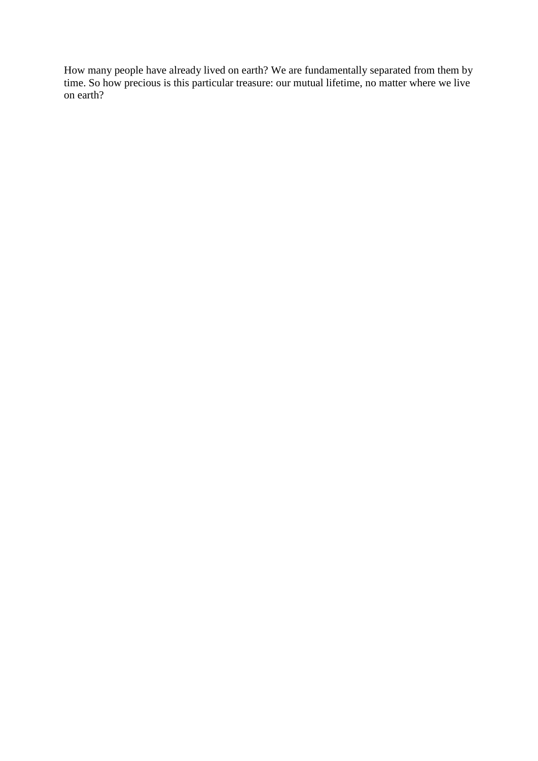How many people have already lived on earth? We are fundamentally separated from them by time. So how precious is this particular treasure: our mutual lifetime, no matter where we live on earth?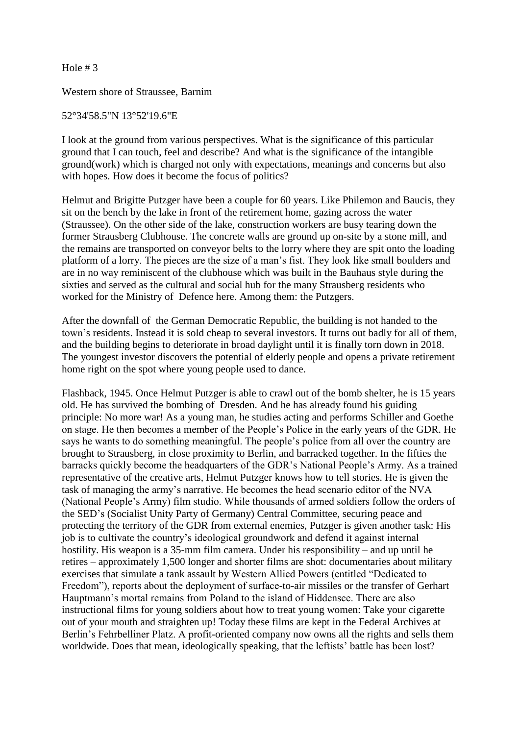Hole # 3

Western shore of Straussee, Barnim

52°34'58.5"N 13°52'19.6"E

I look at the ground from various perspectives. What is the significance of this particular ground that I can touch, feel and describe? And what is the significance of the intangible ground(work) which is charged not only with expectations, meanings and concerns but also with hopes. How does it become the focus of politics?

Helmut and Brigitte Putzger have been a couple for 60 years. Like Philemon and Baucis, they sit on the bench by the lake in front of the retirement home, gazing across the water (Straussee). On the other side of the lake, construction workers are busy tearing down the former Strausberg Clubhouse. The concrete walls are ground up on-site by a stone mill, and the remains are transported on conveyor belts to the lorry where they are spit onto the loading platform of a lorry. The pieces are the size of a man's fist. They look like small boulders and are in no way reminiscent of the clubhouse which was built in the Bauhaus style during the sixties and served as the cultural and social hub for the many Strausberg residents who worked for the Ministry of Defence here. Among them: the Putzgers.

After the downfall of the German Democratic Republic, the building is not handed to the town's residents. Instead it is sold cheap to several investors. It turns out badly for all of them, and the building begins to deteriorate in broad daylight until it is finally torn down in 2018. The youngest investor discovers the potential of elderly people and opens a private retirement home right on the spot where young people used to dance.

Flashback, 1945. Once Helmut Putzger is able to crawl out of the bomb shelter, he is 15 years old. He has survived the bombing of Dresden. And he has already found his guiding principle: No more war! As a young man, he studies acting and performs Schiller and Goethe on stage. He then becomes a member of the People's Police in the early years of the GDR. He says he wants to do something meaningful. The people's police from all over the country are brought to Strausberg, in close proximity to Berlin, and barracked together. In the fifties the barracks quickly become the headquarters of the GDR's National People's Army. As a trained representative of the creative arts, Helmut Putzger knows how to tell stories. He is given the task of managing the army's narrative. He becomes the head scenario editor of the NVA (National People's Army) film studio. While thousands of armed soldiers follow the orders of the SED's (Socialist Unity Party of Germany) Central Committee, securing peace and protecting the territory of the GDR from external enemies, Putzger is given another task: His job is to cultivate the country's ideological groundwork and defend it against internal hostility. His weapon is a 35-mm film camera. Under his responsibility – and up until he retires – approximately 1,500 longer and shorter films are shot: documentaries about military exercises that simulate a tank assault by Western Allied Powers (entitled "Dedicated to Freedom"), reports about the deployment of surface-to-air missiles or the transfer of Gerhart Hauptmann's mortal remains from Poland to the island of Hiddensee. There are also instructional films for young soldiers about how to treat young women: Take your cigarette out of your mouth and straighten up! Today these films are kept in the Federal Archives at Berlin's Fehrbelliner Platz. A profit-oriented company now owns all the rights and sells them worldwide. Does that mean, ideologically speaking, that the leftists' battle has been lost?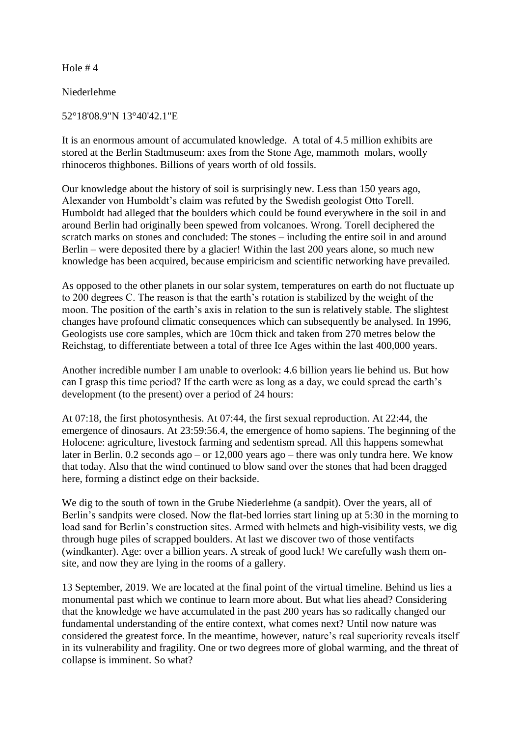Hole # 4

Niederlehme

52°18'08.9"N 13°40'42.1"E

It is an enormous amount of accumulated knowledge. A total of 4.5 million exhibits are stored at the Berlin Stadtmuseum: axes from the Stone Age, mammoth molars, woolly rhinoceros thighbones. Billions of years worth of old fossils.

Our knowledge about the history of soil is surprisingly new. Less than 150 years ago, Alexander von Humboldt's claim was refuted by the Swedish geologist Otto Torell. Humboldt had alleged that the boulders which could be found everywhere in the soil in and around Berlin had originally been spewed from volcanoes. Wrong. Torell deciphered the scratch marks on stones and concluded: The stones – including the entire soil in and around Berlin – were deposited there by a glacier! Within the last 200 years alone, so much new knowledge has been acquired, because empiricism and scientific networking have prevailed.

As opposed to the other planets in our solar system, temperatures on earth do not fluctuate up to 200 degrees C. The reason is that the earth's rotation is stabilized by the weight of the moon. The position of the earth's axis in relation to the sun is relatively stable. The slightest changes have profound climatic consequences which can subsequently be analysed. In 1996, Geologists use core samples, which are 10cm thick and taken from 270 metres below the Reichstag, to differentiate between a total of three Ice Ages within the last 400,000 years.

Another incredible number I am unable to overlook: 4.6 billion years lie behind us. But how can I grasp this time period? If the earth were as long as a day, we could spread the earth's development (to the present) over a period of 24 hours:

At 07:18, the first photosynthesis. At 07:44, the first sexual reproduction. At 22:44, the emergence of dinosaurs. At 23:59:56.4, the emergence of homo sapiens. The beginning of the Holocene: agriculture, livestock farming and sedentism spread. All this happens somewhat later in Berlin. 0.2 seconds ago – or 12,000 years ago – there was only tundra here. We know that today. Also that the wind continued to blow sand over the stones that had been dragged here, forming a distinct edge on their backside.

We dig to the south of town in the Grube Niederlehme (a sandpit). Over the years, all of Berlin's sandpits were closed. Now the flat-bed lorries start lining up at 5:30 in the morning to load sand for Berlin's construction sites. Armed with helmets and high-visibility vests, we dig through huge piles of scrapped boulders. At last we discover two of those ventifacts (windkanter). Age: over a billion years. A streak of good luck! We carefully wash them on-site, and now they are lying in the rooms of a gallery.

13 September, 2019. We are located at the final point of the virtual timeline. Behind us lies a monumental past which we continue to learn more about. But what lies ahead? Considering that the knowledge we have accumulated in the past 200 years has so radically changed our fundamental understanding of the entire context, what comes next? Until now nature was considered the greatest force. In the meantime, however, nature's real superiority reveals itself in its vulnerability and fragility. One or two degrees more of global warming, and the threat of collapse is imminent. So what?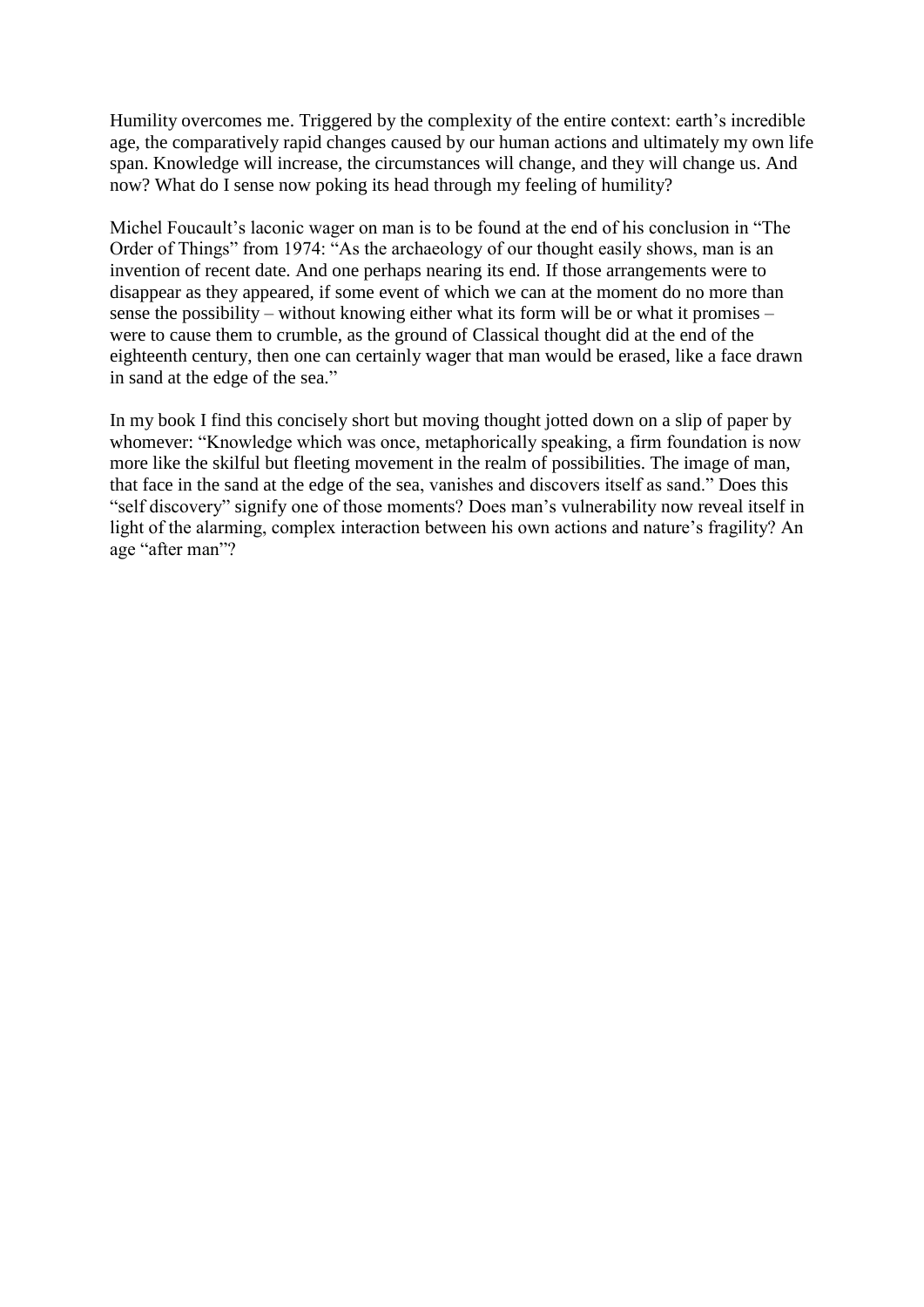Humility overcomes me. Triggered by the complexity of the entire context: earth's incredible age, the comparatively rapid changes caused by our human actions and ultimately my own life span. Knowledge will increase, the circumstances will change, and they will change us. And now? What do I sense now poking its head through my feeling of humility?

Michel Foucault's laconic wager on man is to be found at the end of his conclusion in "The Order of Things" from 1974: "As the archaeology of our thought easily shows, man is an invention of recent date. And one perhaps nearing its end. If those arrangements were to disappear as they appeared, if some event of which we can at the moment do no more than sense the possibility – without knowing either what its form will be or what it promises – were to cause them to crumble, as the ground of Classical thought did at the end of the eighteenth century, then one can certainly wager that man would be erased, like a face drawn in sand at the edge of the sea."

In my book I find this concisely short but moving thought jotted down on a slip of paper by whomever: "Knowledge which was once, metaphorically speaking, a firm foundation is now more like the skilful but fleeting movement in the realm of possibilities. The image of man, that face in the sand at the edge of the sea, vanishes and discovers itself as sand." Does this "self discovery" signify one of those moments? Does man's vulnerability now reveal itself in light of the alarming, complex interaction between his own actions and nature's fragility? An age "after man"?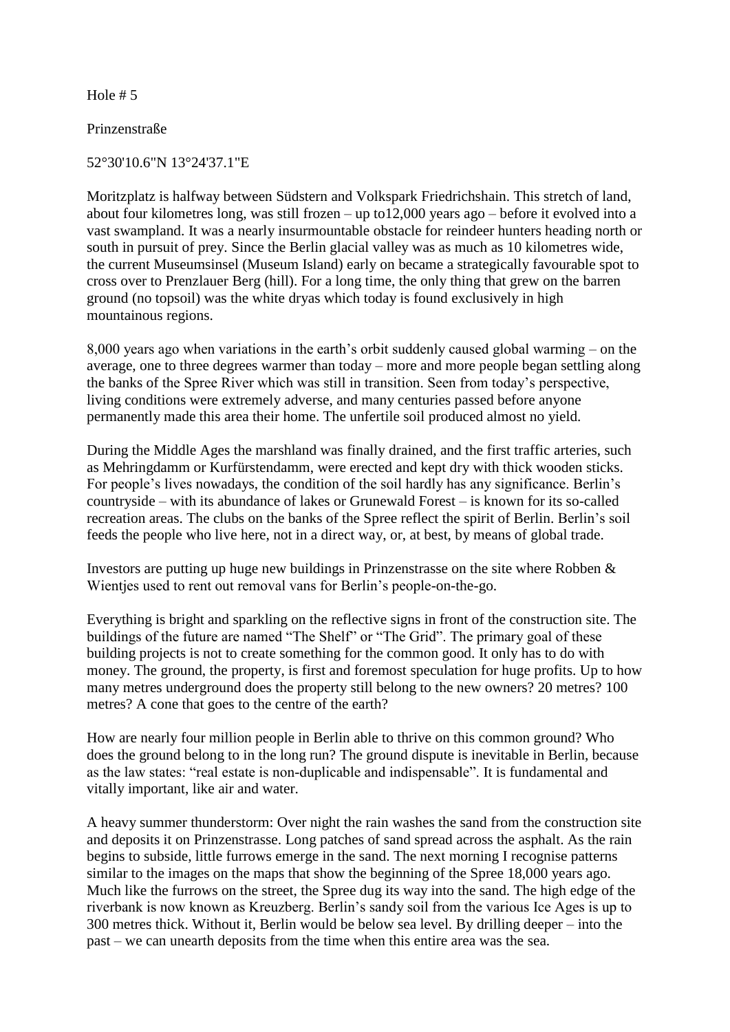Hole # 5

Prinzenstraße

52°30'10.6"N 13°24'37.1"E

Moritzplatz is halfway between Südstern and Volkspark Friedrichshain. This stretch of land, about four kilometres long, was still frozen – up to12,000 years ago – before it evolved into a vast swampland. It was a nearly insurmountable obstacle for reindeer hunters heading north or south in pursuit of prey. Since the Berlin glacial valley was as much as 10 kilometres wide, the current Museumsinsel (Museum Island) early on became a strategically favourable spot to cross over to Prenzlauer Berg (hill). For a long time, the only thing that grew on the barren ground (no topsoil) was the white dryas which today is found exclusively in high mountainous regions.

8,000 years ago when variations in the earth's orbit suddenly caused global warming – on the average, one to three degrees warmer than today – more and more people began settling along the banks of the Spree River which was still in transition. Seen from today's perspective, living conditions were extremely adverse, and many centuries passed before anyone permanently made this area their home. The unfertile soil produced almost no yield.

During the Middle Ages the marshland was finally drained, and the first traffic arteries, such as Mehringdamm or Kurfürstendamm, were erected and kept dry with thick wooden sticks. For people's lives nowadays, the condition of the soil hardly has any significance. Berlin's countryside – with its abundance of lakes or Grunewald Forest – is known for its so-called recreation areas. The clubs on the banks of the Spree reflect the spirit of Berlin. Berlin's soil feeds the people who live here, not in a direct way, or, at best, by means of global trade.

Investors are putting up huge new buildings in Prinzenstrasse on the site where Robben & Wientjes used to rent out removal vans for Berlin's people-on-the-go.

Everything is bright and sparkling on the reflective signs in front of the construction site. The buildings of the future are named "The Shelf" or "The Grid". The primary goal of these building projects is not to create something for the common good. It only has to do with money. The ground, the property, is first and foremost speculation for huge profits. Up to how many metres underground does the property still belong to the new owners? 20 metres? 100 metres? A cone that goes to the centre of the earth?

How are nearly four million people in Berlin able to thrive on this common ground? Who does the ground belong to in the long run? The ground dispute is inevitable in Berlin, because as the law states: "real estate is non-duplicable and indispensable". It is fundamental and vitally important, like air and water.

A heavy summer thunderstorm: Over night the rain washes the sand from the construction site and deposits it on Prinzenstrasse. Long patches of sand spread across the asphalt. As the rain begins to subside, little furrows emerge in the sand. The next morning I recognise patterns similar to the images on the maps that show the beginning of the Spree 18,000 years ago. Much like the furrows on the street, the Spree dug its way into the sand. The high edge of the riverbank is now known as Kreuzberg. Berlin's sandy soil from the various Ice Ages is up to 300 metres thick. Without it, Berlin would be below sea level. By drilling deeper – into the past – we can unearth deposits from the time when this entire area was the sea.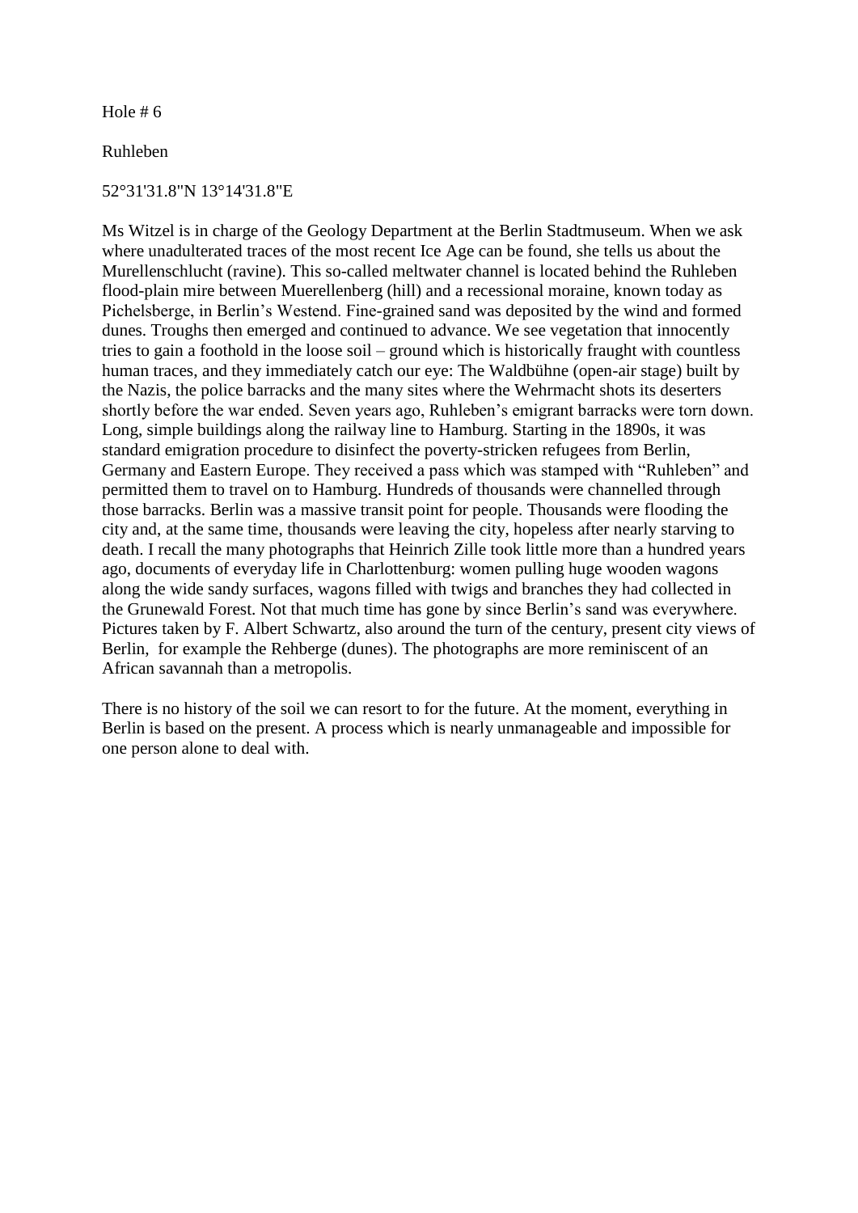Hole # 6

Ruhleben

52°31'31.8"N 13°14'31.8"E

Ms Witzel is in charge of the Geology Department at the Berlin Stadtmuseum. When we ask where unadulterated traces of the most recent Ice Age can be found, she tells us about the Murellenschlucht (ravine). This so-called meltwater channel is located behind the Ruhleben flood-plain mire between Muerellenberg (hill) and a recessional moraine, known today as Pichelsberge, in Berlin's Westend. Fine-grained sand was deposited by the wind and formed dunes. Troughs then emerged and continued to advance. We see vegetation that innocently tries to gain a foothold in the loose soil – ground which is historically fraught with countless human traces, and they immediately catch our eye: The Waldbühne (open-air stage) built by the Nazis, the police barracks and the many sites where the Wehrmacht shots its deserters shortly before the war ended. Seven years ago, Ruhleben's emigrant barracks were torn down. Long, simple buildings along the railway line to Hamburg. Starting in the 1890s, it was standard emigration procedure to disinfect the poverty-stricken refugees from Berlin, Germany and Eastern Europe. They received a pass which was stamped with "Ruhleben" and permitted them to travel on to Hamburg. Hundreds of thousands were channelled through those barracks. Berlin was a massive transit point for people. Thousands were flooding the city and, at the same time, thousands were leaving the city, hopeless after nearly starving to death. I recall the many photographs that Heinrich Zille took little more than a hundred years ago, documents of everyday life in Charlottenburg: women pulling huge wooden wagons along the wide sandy surfaces, wagons filled with twigs and branches they had collected in the Grunewald Forest. Not that much time has gone by since Berlin's sand was everywhere. Pictures taken by F. Albert Schwartz, also around the turn of the century, present city views of Berlin, for example the Rehberge (dunes). The photographs are more reminiscent of an African savannah than a metropolis.

There is no history of the soil we can resort to for the future. At the moment, everything in Berlin is based on the present. A process which is nearly unmanageable and impossible for one person alone to deal with.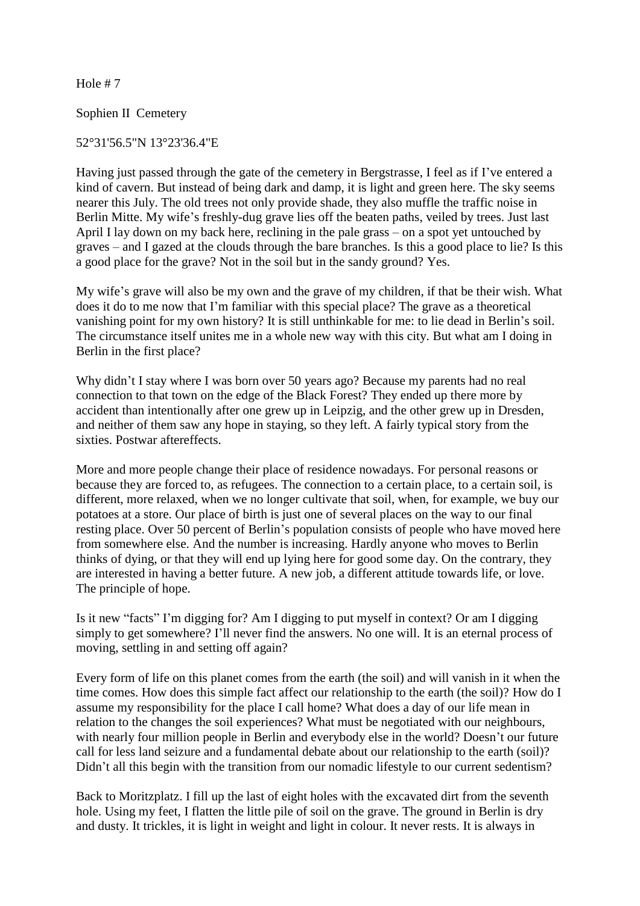Hole # 7

Sophien II Cemetery

52°31'56.5"N 13°23'36.4"E

Having just passed through the gate of the cemetery in Bergstrasse, I feel as if I've entered a kind of cavern. But instead of being dark and damp, it is light and green here. The sky seems nearer this July. The old trees not only provide shade, they also muffle the traffic noise in Berlin Mitte. My wife's freshly-dug grave lies off the beaten paths, veiled by trees. Just last April I lay down on my back here, reclining in the pale grass – on a spot yet untouched by graves – and I gazed at the clouds through the bare branches. Is this a good place to lie? Is this a good place for the grave? Not in the soil but in the sandy ground? Yes.

My wife's grave will also be my own and the grave of my children, if that be their wish. What does it do to me now that I'm familiar with this special place? The grave as a theoretical vanishing point for my own history? It is still unthinkable for me: to lie dead in Berlin's soil. The circumstance itself unites me in a whole new way with this city. But what am I doing in Berlin in the first place?

Why didn't I stay where I was born over 50 years ago? Because my parents had no real connection to that town on the edge of the Black Forest? They ended up there more by accident than intentionally after one grew up in Leipzig, and the other grew up in Dresden, and neither of them saw any hope in staying, so they left. A fairly typical story from the sixties. Postwar aftereffects.

More and more people change their place of residence nowadays. For personal reasons or because they are forced to, as refugees. The connection to a certain place, to a certain soil, is different, more relaxed, when we no longer cultivate that soil, when, for example, we buy our potatoes at a store. Our place of birth is just one of several places on the way to our final resting place. Over 50 percent of Berlin's population consists of people who have moved here from somewhere else. And the number is increasing. Hardly anyone who moves to Berlin thinks of dying, or that they will end up lying here for good some day. On the contrary, they are interested in having a better future. A new job, a different attitude towards life, or love. The principle of hope.

Is it new "facts" I'm digging for? Am I digging to put myself in context? Or am I digging simply to get somewhere? I'll never find the answers. No one will. It is an eternal process of moving, settling in and setting off again?

Every form of life on this planet comes from the earth (the soil) and will vanish in it when the time comes. How does this simple fact affect our relationship to the earth (the soil)? How do I assume my responsibility for the place I call home? What does a day of our life mean in relation to the changes the soil experiences? What must be negotiated with our neighbours, with nearly four million people in Berlin and everybody else in the world? Doesn't our future call for less land seizure and a fundamental debate about our relationship to the earth (soil)? Didn't all this begin with the transition from our nomadic lifestyle to our current sedentism?

Back to Moritzplatz. I fill up the last of eight holes with the excavated dirt from the seventh hole. Using my feet, I flatten the little pile of soil on the grave. The ground in Berlin is dry and dusty. It trickles, it is light in weight and light in colour. It never rests. It is always in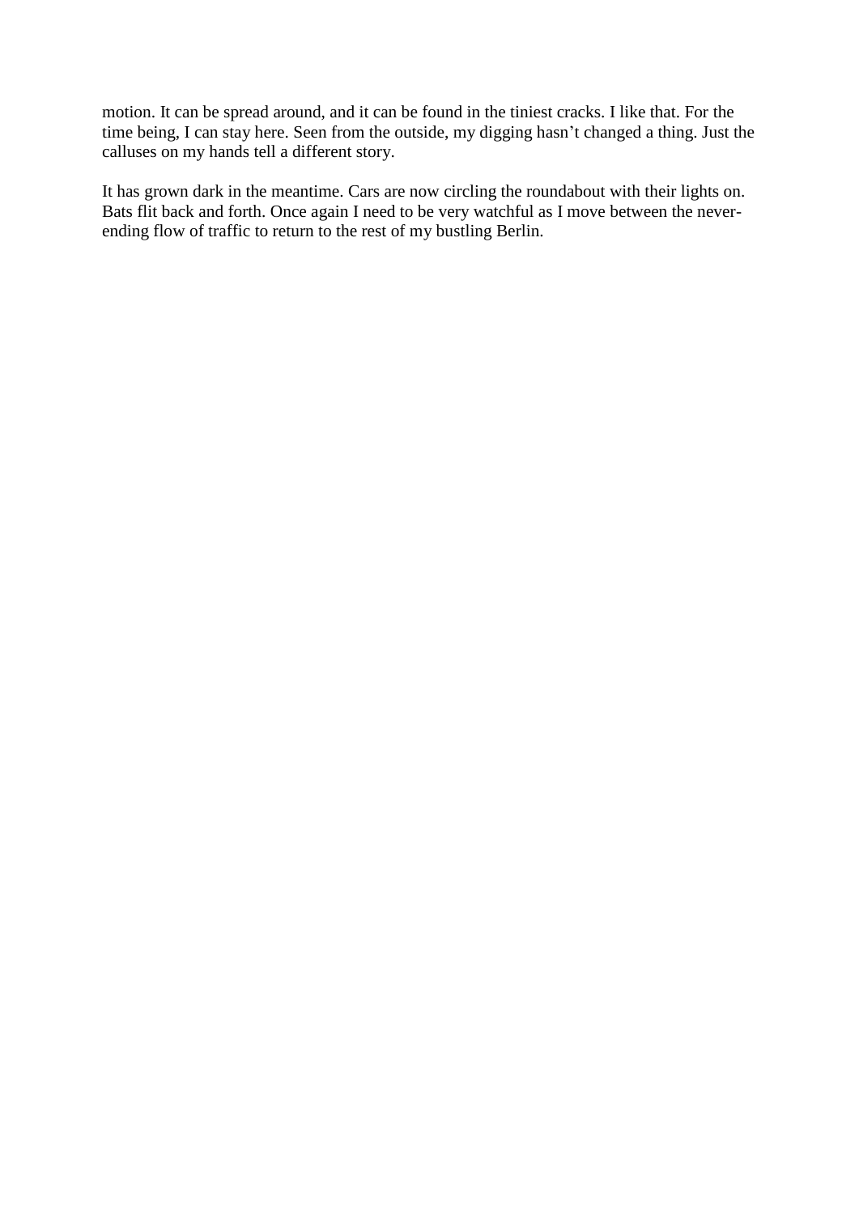motion. It can be spread around, and it can be found in the tiniest cracks. I like that. For the time being, I can stay here. Seen from the outside, my digging hasn't changed a thing. Just the calluses on my hands tell a different story.

It has grown dark in the meantime. Cars are now circling the roundabout with their lights on. Bats flit back and forth. Once again I need to be very watchful as I move between the never-ending flow of traffic to return to the rest of my bustling Berlin.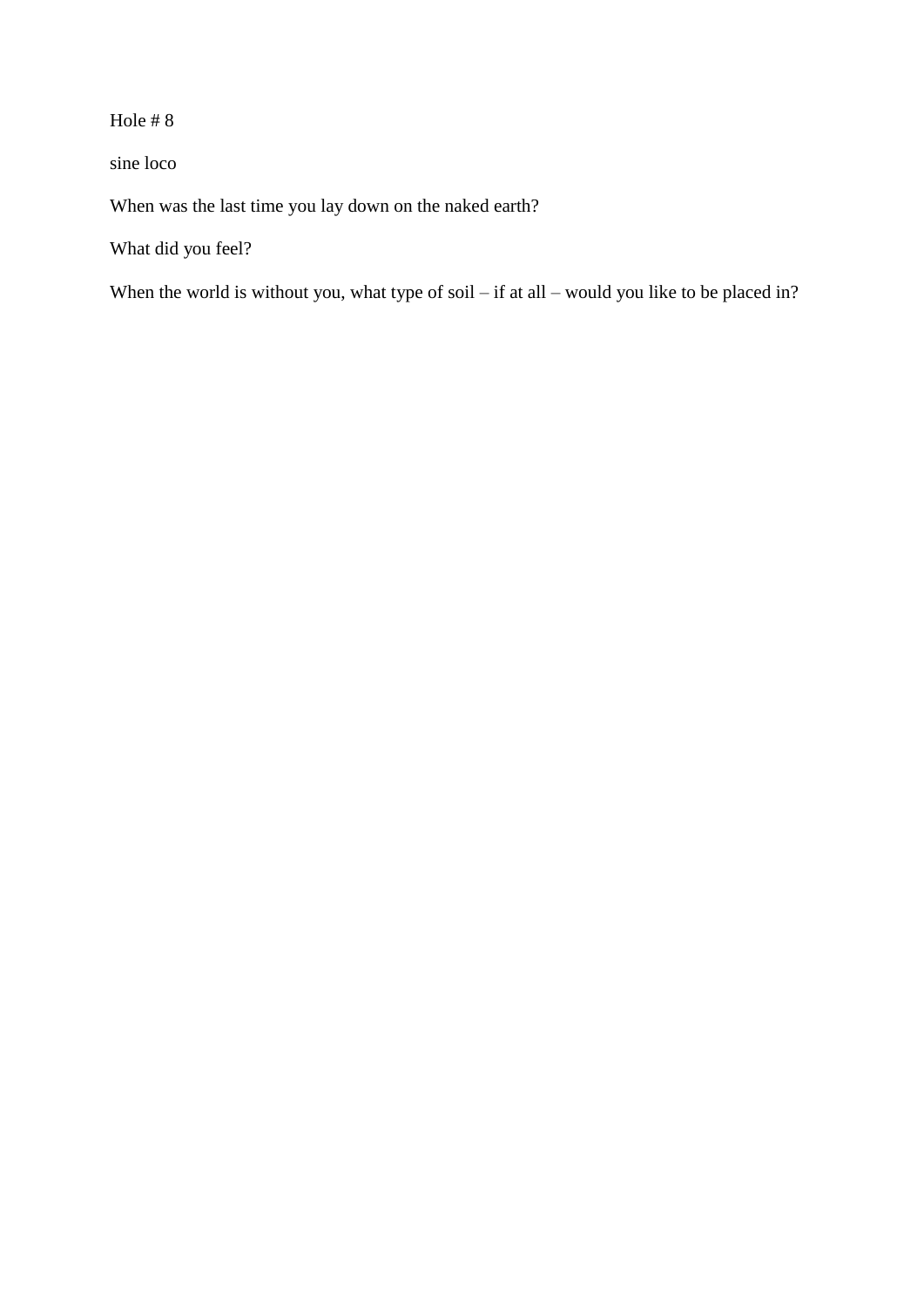Hole # 8

sine loco

When was the last time you lay down on the naked earth?

What did you feel?

When the world is without you, what type of soil – if at all – would you like to be placed in?